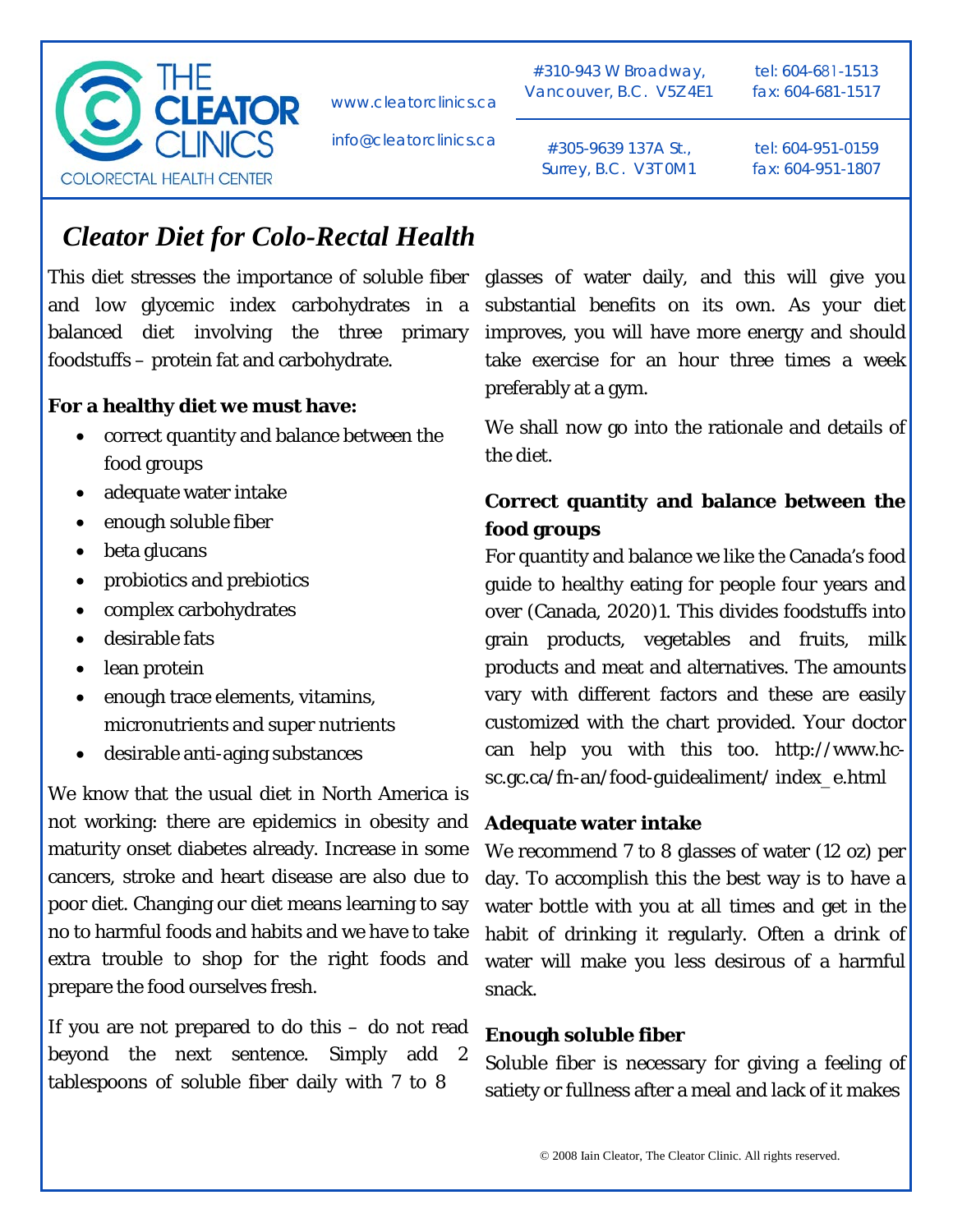THE CLEATOR CLINICS
COLORECTAL HEALTH CENTER

www.cleatorclinics.ca
info@cleatorclinics.ca

#310-943 W Broadway, Vancouver, B.C. V5Z 4E1 — tel: 604-681-1513, fax: 604-681-1517

#305-9639 137A St., Surrey, B.C. V3T 0M1 — tel: 604-951-0159, fax: 604-951-1807

# *Cleator Diet for Colo-Rectal Health*

This diet stresses the importance of soluble fiber and low glycemic index carbohydrates in a balanced diet involving the three primary foodstuffs – protein fat and carbohydrate.

**For a healthy diet we must have:**

- correct quantity and balance between the food groups
- adequate water intake
- enough soluble fiber
- beta glucans
- probiotics and prebiotics
- complex carbohydrates
- desirable fats
- lean protein
- enough trace elements, vitamins, micronutrients and super nutrients
- desirable anti-aging substances

We know that the usual diet in North America is not working: there are epidemics in obesity and maturity onset diabetes already. Increase in some cancers, stroke and heart disease are also due to poor diet. Changing our diet means learning to say no to harmful foods and habits and we have to take extra trouble to shop for the right foods and prepare the food ourselves fresh.

If you are not prepared to do this – do not read beyond the next sentence. Simply add 2 tablespoons of soluble fiber daily with 7 to 8 glasses of water daily, and this will give you substantial benefits on its own. As your diet improves, you will have more energy and should take exercise for an hour three times a week preferably at a gym.

We shall now go into the rationale and details of the diet.

**Correct quantity and balance between the food groups**

For quantity and balance we like the Canada's food guide to healthy eating for people four years and over (Canada, 2020)1. This divides foodstuffs into grain products, vegetables and fruits, milk products and meat and alternatives. The amounts vary with different factors and these are easily customized with the chart provided. Your doctor can help you with this too. http://www.hc-sc.gc.ca/fn-an/food-guidealiment/ index_e.html

**Adequate water intake**

We recommend 7 to 8 glasses of water (12 oz) per day. To accomplish this the best way is to have a water bottle with you at all times and get in the habit of drinking it regularly. Often a drink of water will make you less desirous of a harmful snack.

**Enough soluble fiber**

Soluble fiber is necessary for giving a feeling of satiety or fullness after a meal and lack of it makes

© 2008 Iain Cleator, The Cleator Clinic. All rights reserved.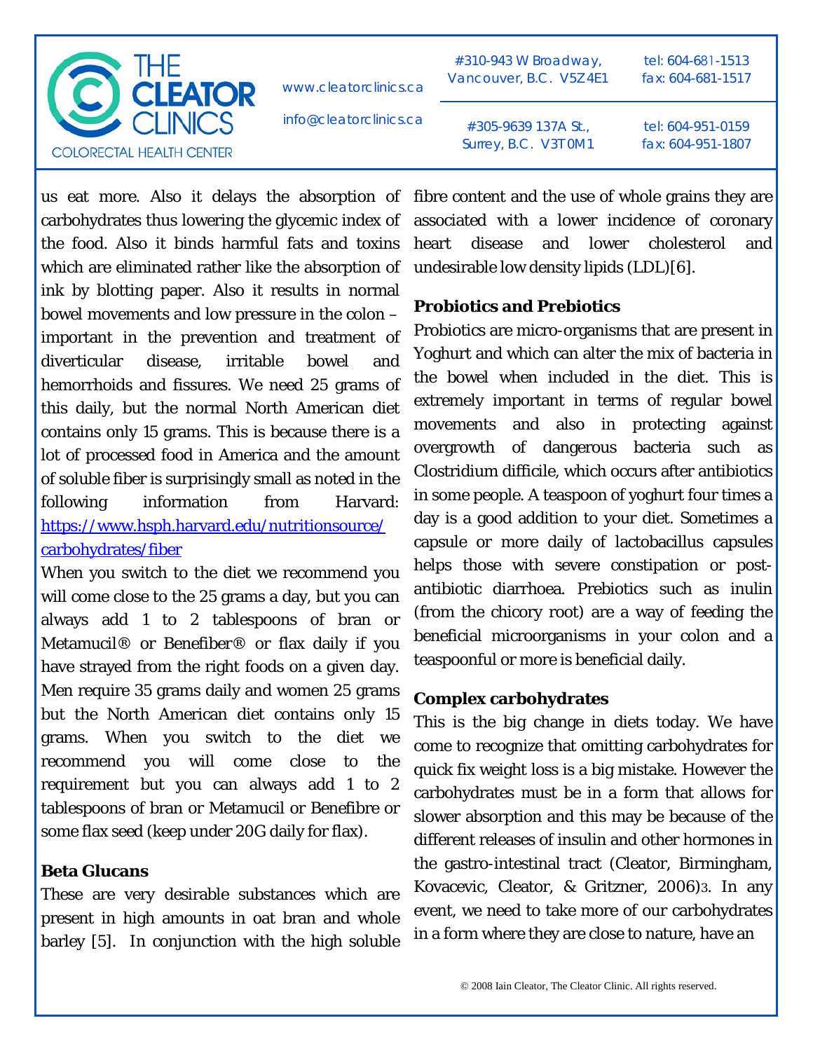us eat more. Also it delays the absorption of carbohydrates thus lowering the glycemic index of the food. Also it binds harmful fats and toxins which are eliminated rather like the absorption of ink by blotting paper. Also it results in normal bowel movements and low pressure in the colon – important in the prevention and treatment of diverticular disease, irritable bowel and hemorrhoids and fissures. We need 25 grams of this daily, but the normal North American diet contains only 15 grams. This is because there is a lot of processed food in America and the amount of soluble fiber is surprisingly small as noted in the following information from Harvard: [https://www.hsph.harvard.edu/nutritionsource/carbohydrates/fiber](https://www.hsph.harvard.edu/nutritionsource/carbohydrates/fiber)

When you switch to the diet we recommend you will come close to the 25 grams a day, but you can always add 1 to 2 tablespoons of bran or Metamucil® or Benefiber® or flax daily if you have strayed from the right foods on a given day. Men require 35 grams daily and women 25 grams but the North American diet contains only 15 grams. When you switch to the diet we recommend you will come close to the requirement but you can always add 1 to 2 tablespoons of bran or Metamucil or Benefibre or some flax seed (keep under 20G daily for flax).

**Beta Glucans**

These are very desirable substances which are present in high amounts in oat bran and whole barley [5]. In conjunction with the high soluble fibre content and the use of whole grains they are associated with a lower incidence of coronary heart disease and lower cholesterol and undesirable low density lipids (LDL)[6].

**Probiotics and Prebiotics**

Probiotics are micro-organisms that are present in Yoghurt and which can alter the mix of bacteria in the bowel when included in the diet. This is extremely important in terms of regular bowel movements and also in protecting against overgrowth of dangerous bacteria such as Clostridium difficile, which occurs after antibiotics in some people. A teaspoon of yoghurt four times a day is a good addition to your diet. Sometimes a capsule or more daily of lactobacillus capsules helps those with severe constipation or post-antibiotic diarrhoea. Prebiotics such as inulin (from the chicory root) are a way of feeding the beneficial microorganisms in your colon and a teaspoonful or more is beneficial daily.

**Complex carbohydrates**

This is the big change in diets today. We have come to recognize that omitting carbohydrates for quick fix weight loss is a big mistake. However the carbohydrates must be in a form that allows for slower absorption and this may be because of the different releases of insulin and other hormones in the gastro-intestinal tract (Cleator, Birmingham, Kovacevic, Cleator, & Gritzner, 2006)[3]. In any event, we need to take more of our carbohydrates in a form where they are close to nature, have an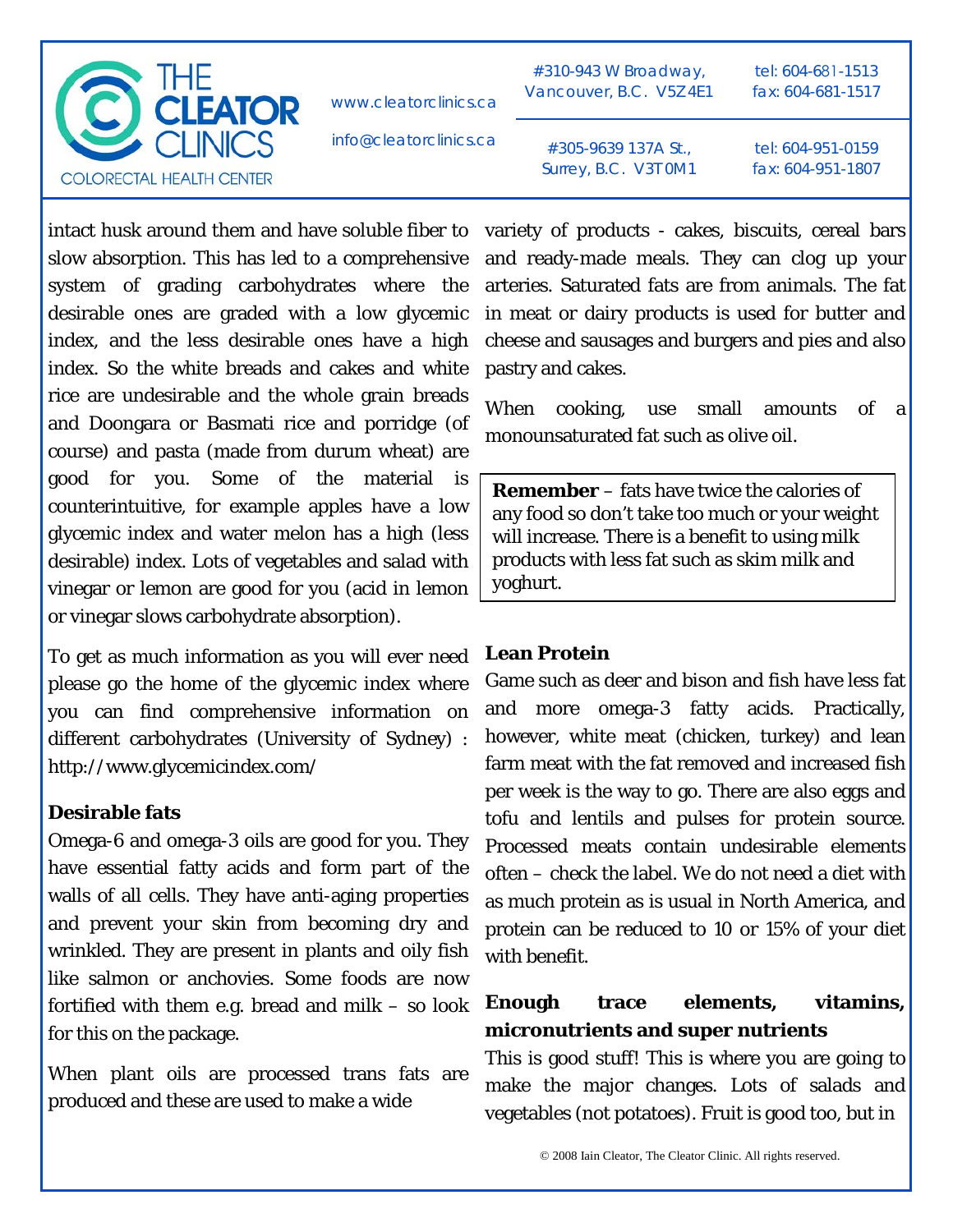intact husk around them and have soluble fiber to slow absorption. This has led to a comprehensive system of grading carbohydrates where the desirable ones are graded with a low glycemic index, and the less desirable ones have a high index. So the white breads and cakes and white rice are undesirable and the whole grain breads and Doongara or Basmati rice and porridge (of course) and pasta (made from durum wheat) are good for you. Some of the material is counterintuitive, for example apples have a low glycemic index and water melon has a high (less desirable) index. Lots of vegetables and salad with vinegar or lemon are good for you (acid in lemon or vinegar slows carbohydrate absorption).

To get as much information as you will ever need please go the home of the glycemic index where you can find comprehensive information on different carbohydrates (University of Sydney) : http://www.glycemicindex.com/

**Desirable fats**

Omega-6 and omega-3 oils are good for you. They have essential fatty acids and form part of the walls of all cells. They have anti-aging properties and prevent your skin from becoming dry and wrinkled. They are present in plants and oily fish like salmon or anchovies. Some foods are now fortified with them e.g. bread and milk – so look for this on the package.

When plant oils are processed trans fats are produced and these are used to make a wide variety of products - cakes, biscuits, cereal bars and ready-made meals. They can clog up your arteries. Saturated fats are from animals. The fat in meat or dairy products is used for butter and cheese and sausages and burgers and pies and also pastry and cakes.

When cooking, use small amounts of a monounsaturated fat such as olive oil.

> **Remember** – fats have twice the calories of any food so don't take too much or your weight will increase. There is a benefit to using milk products with less fat such as skim milk and yoghurt.

**Lean Protein**

Game such as deer and bison and fish have less fat and more omega-3 fatty acids. Practically, however, white meat (chicken, turkey) and lean farm meat with the fat removed and increased fish per week is the way to go. There are also eggs and tofu and lentils and pulses for protein source. Processed meats contain undesirable elements often – check the label. We do not need a diet with as much protein as is usual in North America, and protein can be reduced to 10 or 15% of your diet with benefit.

**Enough trace elements, vitamins, micronutrients and super nutrients**

This is good stuff! This is where you are going to make the major changes. Lots of salads and vegetables (not potatoes). Fruit is good too, but in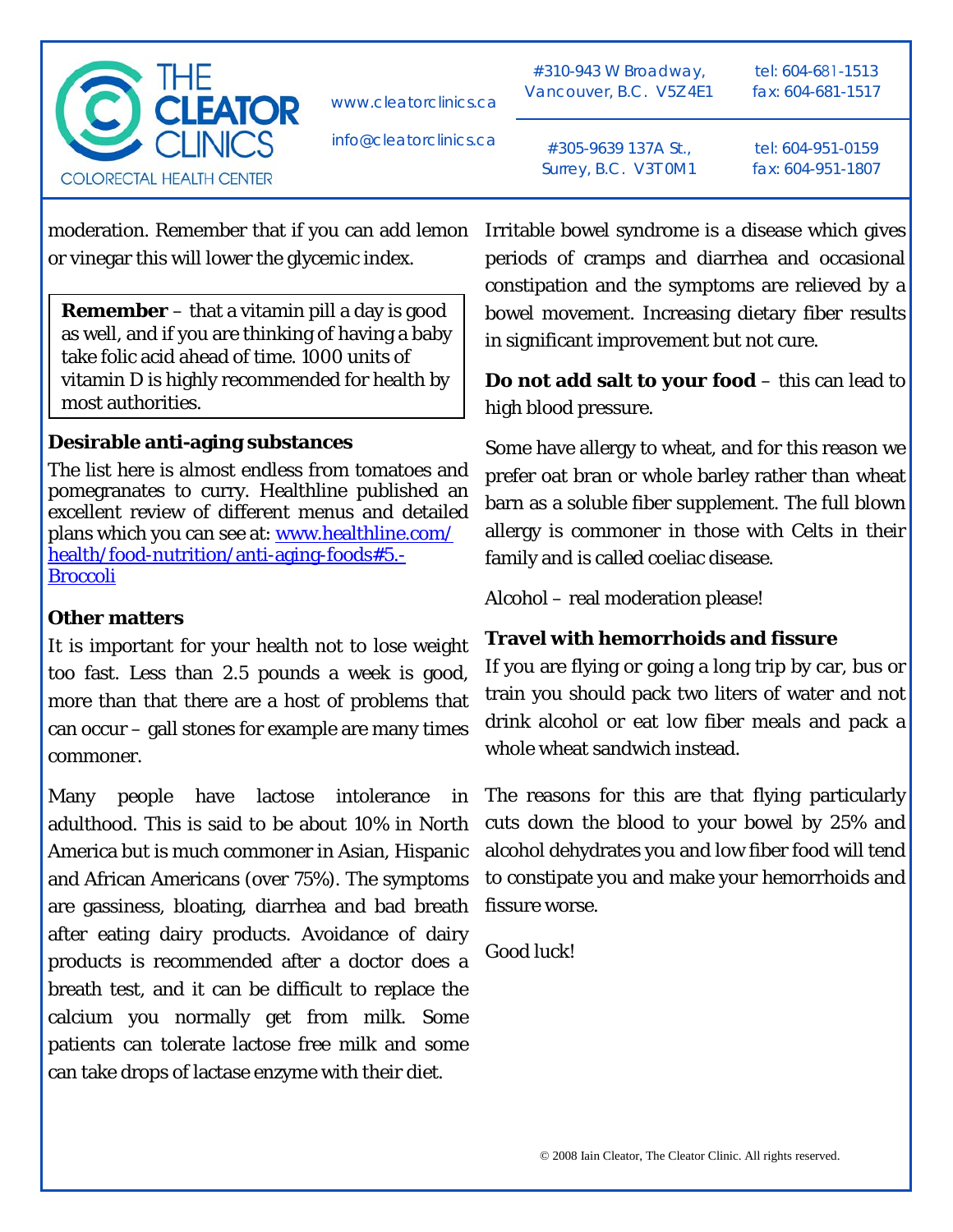moderation. Remember that if you can add lemon or vinegar this will lower the glycemic index.

**Remember** – that a vitamin pill a day is good as well, and if you are thinking of having a baby take folic acid ahead of time. 1000 units of vitamin D is highly recommended for health by most authorities.

**Desirable anti-aging substances**

The list here is almost endless from tomatoes and pomegranates to curry. Healthline published an excellent review of different menus and detailed plans which you can see at: [www.healthline.com/health/food-nutrition/anti-aging-foods#5.-Broccoli](www.healthline.com/health/food-nutrition/anti-aging-foods#5.-Broccoli)

**Other matters**

It is important for your health not to lose weight too fast. Less than 2.5 pounds a week is good, more than that there are a host of problems that can occur – gall stones for example are many times commoner.

Many people have lactose intolerance in adulthood. This is said to be about 10% in North America but is much commoner in Asian, Hispanic and African Americans (over 75%). The symptoms are gassiness, bloating, diarrhea and bad breath after eating dairy products. Avoidance of dairy products is recommended after a doctor does a breath test, and it can be difficult to replace the calcium you normally get from milk. Some patients can tolerate lactose free milk and some can take drops of lactase enzyme with their diet.

Irritable bowel syndrome is a disease which gives periods of cramps and diarrhea and occasional constipation and the symptoms are relieved by a bowel movement. Increasing dietary fiber results in significant improvement but not cure.

**Do not add salt to your food** – this can lead to high blood pressure.

Some have allergy to wheat, and for this reason we prefer oat bran or whole barley rather than wheat barn as a soluble fiber supplement. The full blown allergy is commoner in those with Celts in their family and is called coeliac disease.

Alcohol – real moderation please!

**Travel with hemorrhoids and fissure**

If you are flying or going a long trip by car, bus or train you should pack two liters of water and not drink alcohol or eat low fiber meals and pack a whole wheat sandwich instead.

The reasons for this are that flying particularly cuts down the blood to your bowel by 25% and alcohol dehydrates you and low fiber food will tend to constipate you and make your hemorrhoids and fissure worse.

Good luck!

© 2008 Iain Cleator, The Cleator Clinic. All rights reserved.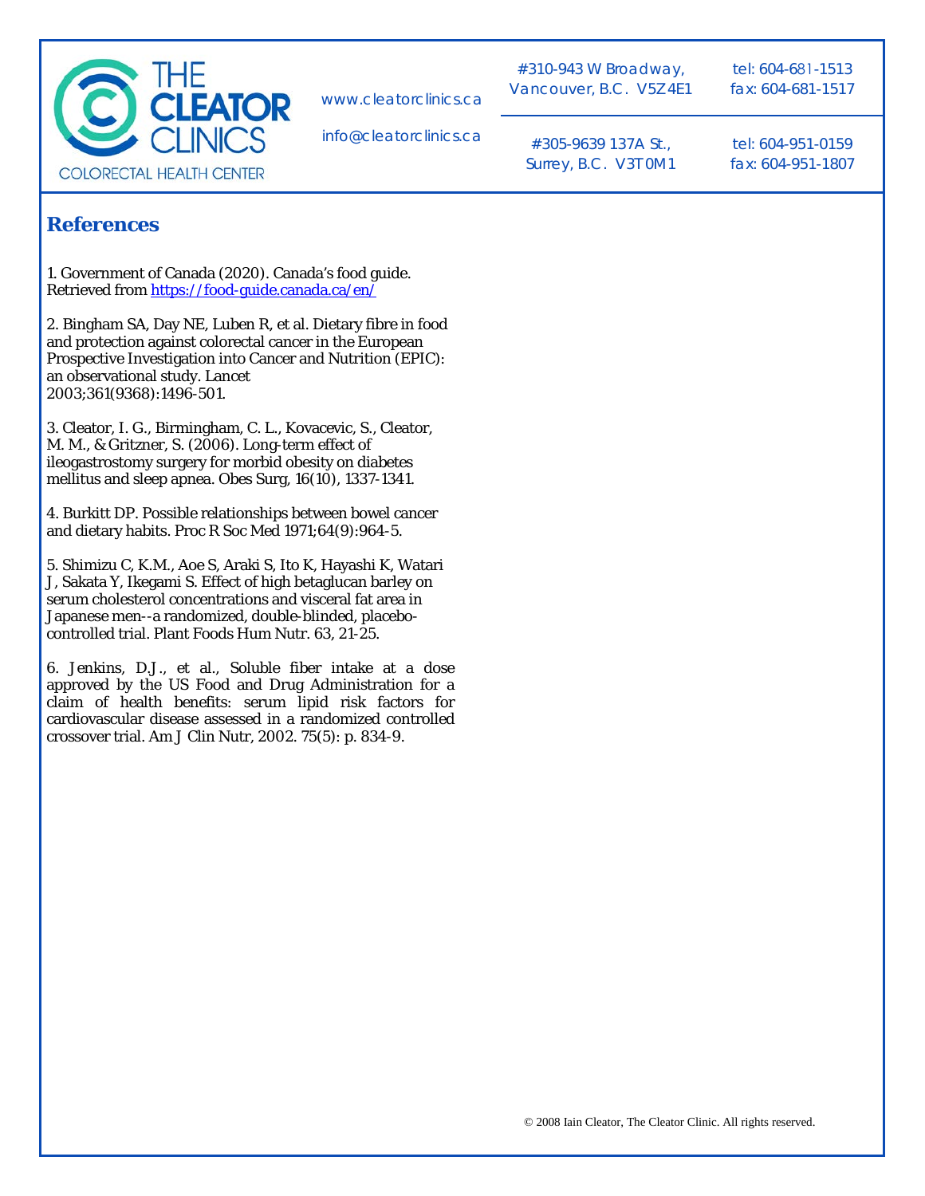THE CLEATOR CLINICS

COLORECTAL HEALTH CENTER

www.cleatorclinics.ca

info@cleatorclinics.ca

#310-943 W Broadway,
Vancouver, B.C. V5Z 4E1

tel: 604-681-1513
fax: 604-681-1517

#305-9639 137A St.,
Surrey, B.C. V3T 0M1

tel: 604-951-0159
fax: 604-951-1807

## References

1. Government of Canada (2020). Canada's food guide. Retrieved from https://food-guide.canada.ca/en/

2. Bingham SA, Day NE, Luben R, et al. Dietary fibre in food and protection against colorectal cancer in the European Prospective Investigation into Cancer and Nutrition (EPIC): an observational study. Lancet 2003;361(9368):1496-501.

3. Cleator, I. G., Birmingham, C. L., Kovacevic, S., Cleator, M. M., & Gritzner, S. (2006). Long-term effect of ileogastrostomy surgery for morbid obesity on diabetes mellitus and sleep apnea. Obes Surg, 16(10), 1337-1341.

4. Burkitt DP. Possible relationships between bowel cancer and dietary habits. Proc R Soc Med 1971;64(9):964-5.

5. Shimizu C, K.M., Aoe S, Araki S, Ito K, Hayashi K, Watari J, Sakata Y, Ikegami S. Effect of high betaglucan barley on serum cholesterol concentrations and visceral fat area in Japanese men--a randomized, double-blinded, placebo-controlled trial. Plant Foods Hum Nutr. 63, 21-25.

6. Jenkins, D.J., et al., Soluble fiber intake at a dose approved by the US Food and Drug Administration for a claim of health benefits: serum lipid risk factors for cardiovascular disease assessed in a randomized controlled crossover trial. Am J Clin Nutr, 2002. 75(5): p. 834-9.

© 2008 Iain Cleator, The Cleator Clinic. All rights reserved.